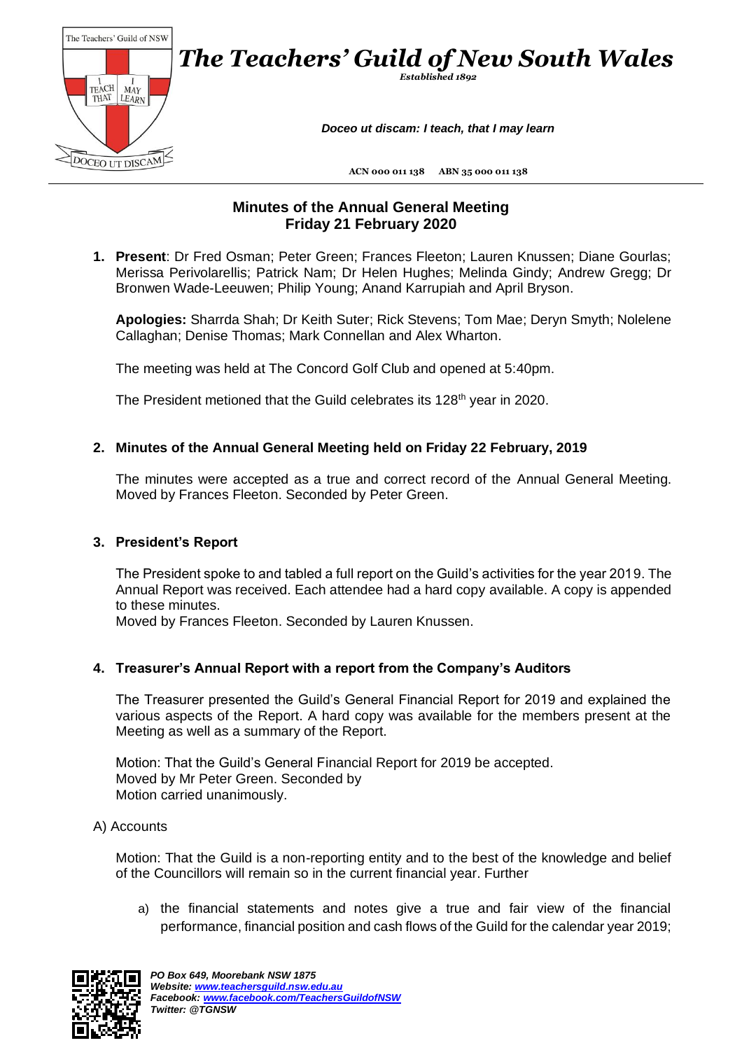# The Teachers' Guild of New South Wales

*Established 1892*

***Doceo ut discam: I teach, that I may learn***

ACN 000 011 138 ABN 35 000 011 138

## Minutes of the Annual General Meeting
## Friday 21 February 2020

1. **Present**: Dr Fred Osman; Peter Green; Frances Fleeton; Lauren Knussen; Diane Gourlas; Merissa Perivolarellis; Patrick Nam; Dr Helen Hughes; Melinda Gindy; Andrew Gregg; Dr Bronwen Wade-Leeuwen; Philip Young; Anand Karrupiah and April Bryson.

   **Apologies:** Sharrda Shah; Dr Keith Suter; Rick Stevens; Tom Mae; Deryn Smyth; Nolelene Callaghan; Denise Thomas; Mark Connellan and Alex Wharton.

   The meeting was held at The Concord Golf Club and opened at 5:40pm.

   The President metioned that the Guild celebrates its 128th year in 2020.

2. **Minutes of the Annual General Meeting held on Friday 22 February, 2019**

   The minutes were accepted as a true and correct record of the Annual General Meeting. Moved by Frances Fleeton. Seconded by Peter Green.

3. **President's Report**

   The President spoke to and tabled a full report on the Guild's activities for the year 2019. The Annual Report was received. Each attendee had a hard copy available. A copy is appended to these minutes.
   Moved by Frances Fleeton. Seconded by Lauren Knussen.

4. **Treasurer's Annual Report with a report from the Company's Auditors**

   The Treasurer presented the Guild's General Financial Report for 2019 and explained the various aspects of the Report. A hard copy was available for the members present at the Meeting as well as a summary of the Report.

   Motion: That the Guild's General Financial Report for 2019 be accepted.
   Moved by Mr Peter Green. Seconded by
   Motion carried unanimously.

A) Accounts

   Motion: That the Guild is a non-reporting entity and to the best of the knowledge and belief of the Councillors will remain so in the current financial year. Further

   a) the financial statements and notes give a true and fair view of the financial performance, financial position and cash flows of the Guild for the calendar year 2019;

*PO Box 649, Moorebank NSW 1875*
*Website: www.teachersguild.nsw.edu.au*
*Facebook: www.facebook.com/TeachersGuildofNSW*
*Twitter: @TGNSW*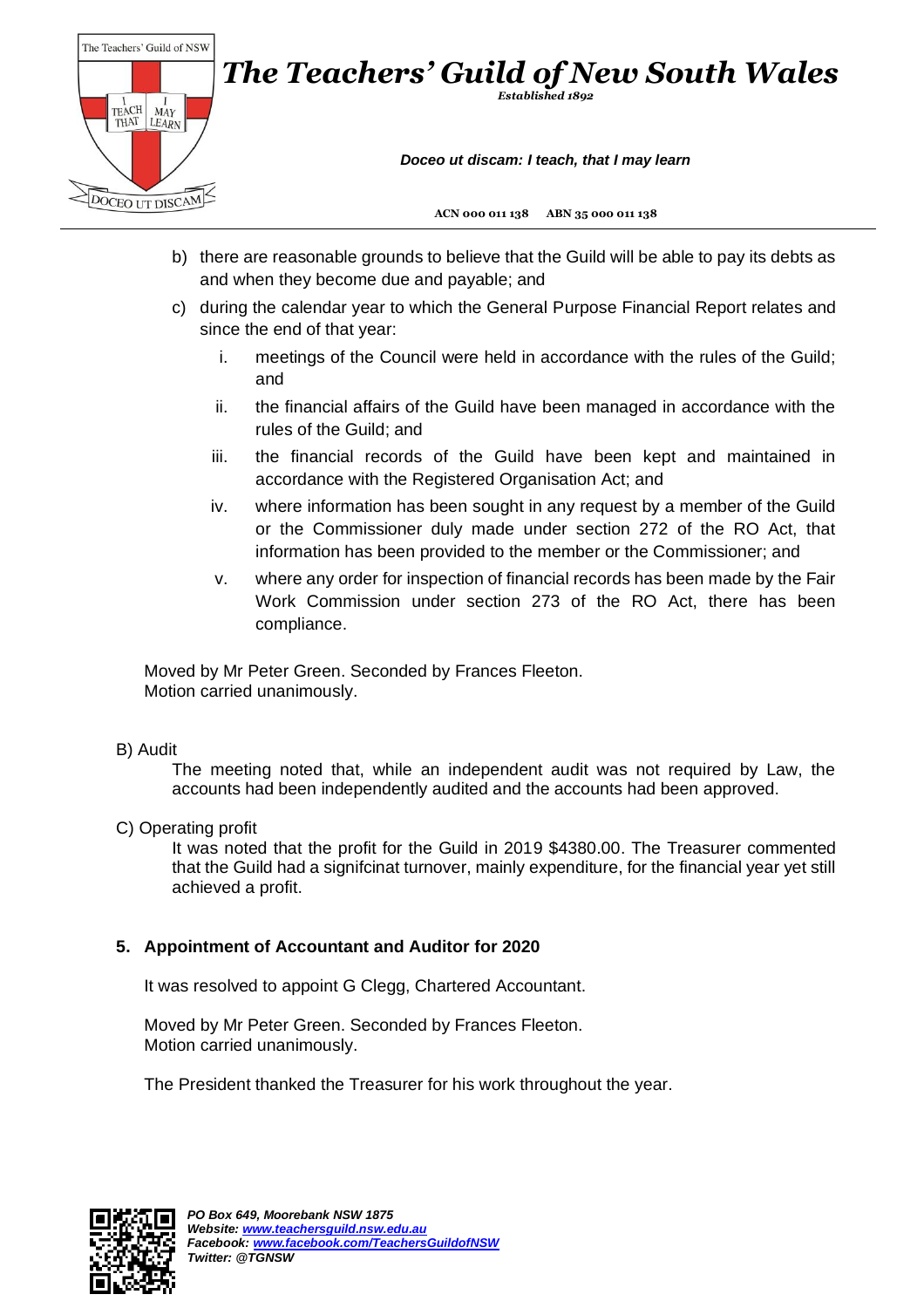b) there are reasonable grounds to believe that the Guild will be able to pay its debts as and when they become due and payable; and

c) during the calendar year to which the General Purpose Financial Report relates and since the end of that year:

   i. meetings of the Council were held in accordance with the rules of the Guild; and

   ii. the financial affairs of the Guild have been managed in accordance with the rules of the Guild; and

   iii. the financial records of the Guild have been kept and maintained in accordance with the Registered Organisation Act; and

   iv. where information has been sought in any request by a member of the Guild or the Commissioner duly made under section 272 of the RO Act, that information has been provided to the member or the Commissioner; and

   v. where any order for inspection of financial records has been made by the Fair Work Commission under section 273 of the RO Act, there has been compliance.

Moved by Mr Peter Green. Seconded by Frances Fleeton.
Motion carried unanimously.

B) Audit

The meeting noted that, while an independent audit was not required by Law, the accounts had been independently audited and the accounts had been approved.

C) Operating profit

It was noted that the profit for the Guild in 2019 $4380.00. The Treasurer commented that the Guild had a signifcinat turnover, mainly expenditure, for the financial year yet still achieved a profit.

**5. Appointment of Accountant and Auditor for 2020**

It was resolved to appoint G Clegg, Chartered Accountant.

Moved by Mr Peter Green. Seconded by Frances Fleeton.
Motion carried unanimously.

The President thanked the Treasurer for his work throughout the year.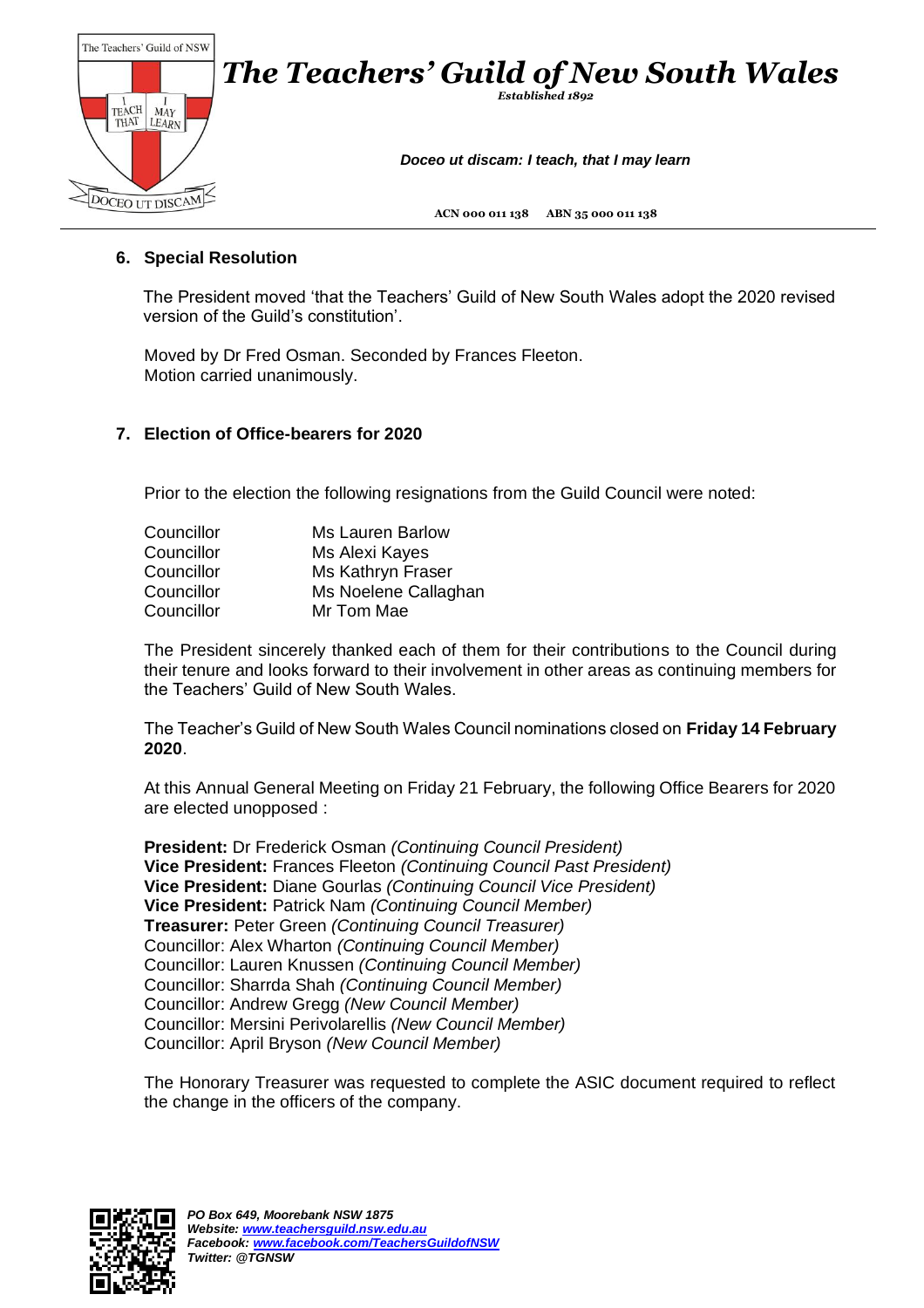## 6. Special Resolution

The President moved 'that the Teachers' Guild of New South Wales adopt the 2020 revised version of the Guild's constitution'.

Moved by Dr Fred Osman. Seconded by Frances Fleeton.
Motion carried unanimously.

## 7. Election of Office-bearers for 2020

Prior to the election the following resignations from the Guild Council were noted:

| | |
|---|---|
| Councillor | Ms Lauren Barlow |
| Councillor | Ms Alexi Kayes |
| Councillor | Ms Kathryn Fraser |
| Councillor | Ms Noelene Callaghan |
| Councillor | Mr Tom Mae |

The President sincerely thanked each of them for their contributions to the Council during their tenure and looks forward to their involvement in other areas as continuing members for the Teachers' Guild of New South Wales.

The Teacher's Guild of New South Wales Council nominations closed on **Friday 14 February 2020**.

At this Annual General Meeting on Friday 21 February, the following Office Bearers for 2020 are elected unopposed :

**President:** Dr Frederick Osman *(Continuing Council President)*
**Vice President:** Frances Fleeton *(Continuing Council Past President)*
**Vice President:** Diane Gourlas *(Continuing Council Vice President)*
**Vice President:** Patrick Nam *(Continuing Council Member)*
**Treasurer:** Peter Green *(Continuing Council Treasurer)*
Councillor: Alex Wharton *(Continuing Council Member)*
Councillor: Lauren Knussen *(Continuing Council Member)*
Councillor: Sharrda Shah *(Continuing Council Member)*
Councillor: Andrew Gregg *(New Council Member)*
Councillor: Mersini Perivolarellis *(New Council Member)*
Councillor: April Bryson *(New Council Member)*

The Honorary Treasurer was requested to complete the ASIC document required to reflect the change in the officers of the company.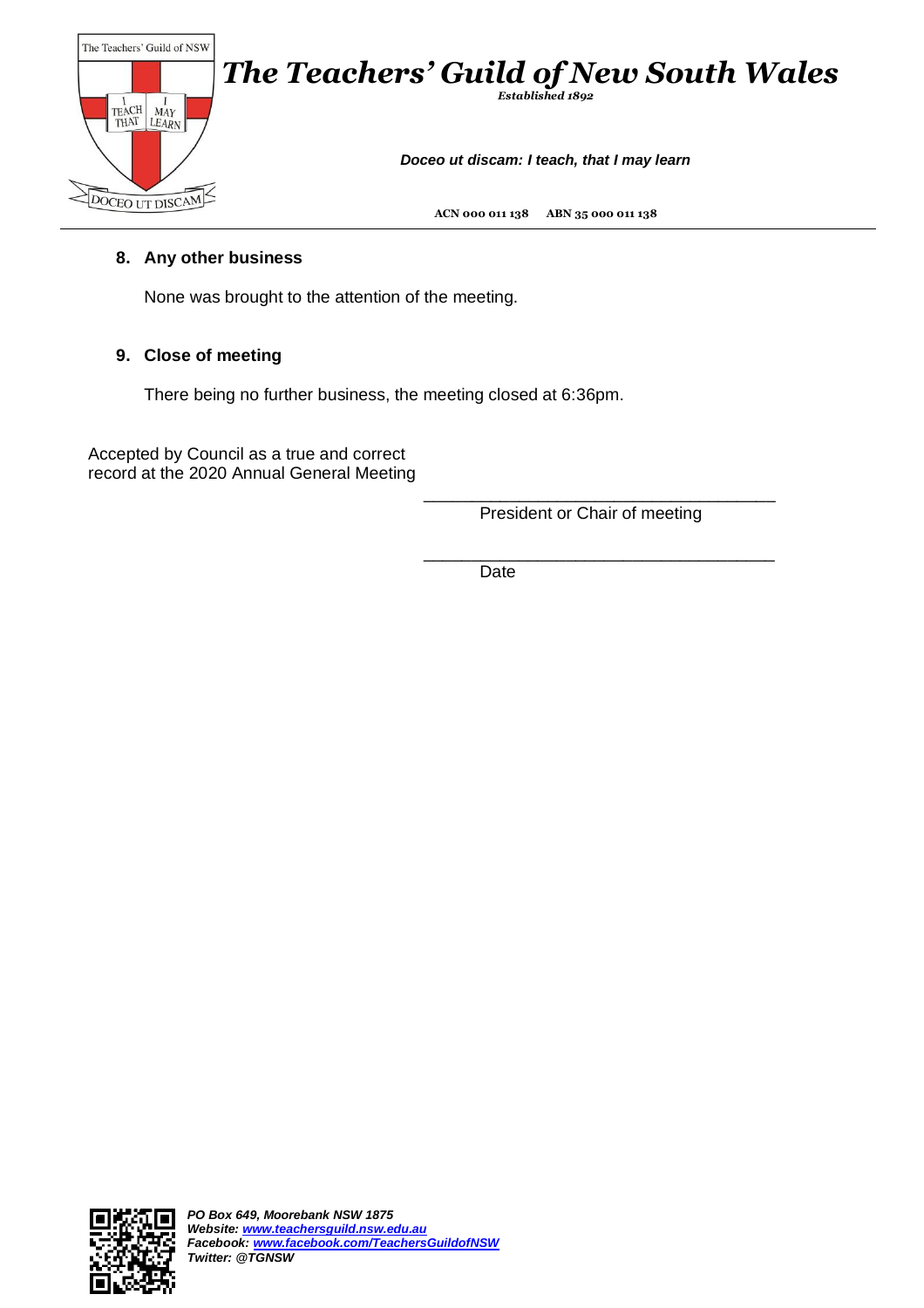## 8. Any other business

None was brought to the attention of the meeting.

## 9. Close of meeting

There being no further business, the meeting closed at 6:36pm.

Accepted by Council as a true and correct record at the 2020 Annual General Meeting

\_\_\_\_\_\_\_\_\_\_\_\_\_\_\_\_\_\_\_\_\_\_\_\_\_\_\_\_\_\_\_\_\_\_\_\_\_\_
President or Chair of meeting

\_\_\_\_\_\_\_\_\_\_\_\_\_\_\_\_\_\_\_\_\_\_\_\_\_\_\_\_\_\_\_\_\_\_\_\_\_\_
Date